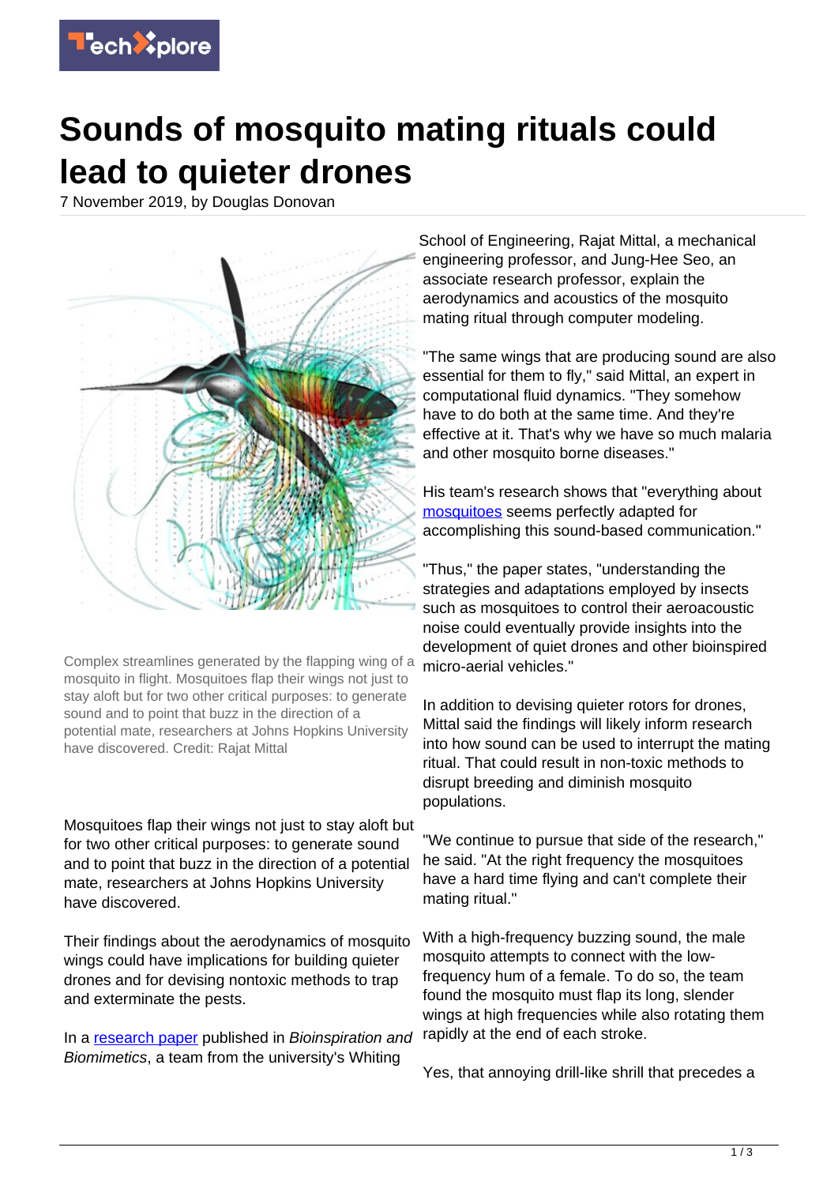# Sounds of mosquito mating rituals could lead to quieter drones

7 November 2019, by Douglas Donovan

Complex streamlines generated by the flapping wing of a mosquito in flight. Mosquitoes flap their wings not just to stay aloft but for two other critical purposes: to generate sound and to point that buzz in the direction of a potential mate, researchers at Johns Hopkins University have discovered. Credit: Rajat Mittal

Mosquitoes flap their wings not just to stay aloft but for two other critical purposes: to generate sound and to point that buzz in the direction of a potential mate, researchers at Johns Hopkins University have discovered.

Their findings about the aerodynamics of mosquito wings could have implications for building quieter drones and for devising nontoxic methods to trap and exterminate the pests.

In a research paper published in *Bioinspiration and Biomimetics*, a team from the university's Whiting School of Engineering, Rajat Mittal, a mechanical engineering professor, and Jung-Hee Seo, an associate research professor, explain the aerodynamics and acoustics of the mosquito mating ritual through computer modeling.

"The same wings that are producing sound are also essential for them to fly," said Mittal, an expert in computational fluid dynamics. "They somehow have to do both at the same time. And they're effective at it. That's why we have so much malaria and other mosquito borne diseases."

His team's research shows that "everything about mosquitoes seems perfectly adapted for accomplishing this sound-based communication."

"Thus," the paper states, "understanding the strategies and adaptations employed by insects such as mosquitoes to control their aeroacoustic noise could eventually provide insights into the development of quiet drones and other bioinspired micro-aerial vehicles."

In addition to devising quieter rotors for drones, Mittal said the findings will likely inform research into how sound can be used to interrupt the mating ritual. That could result in non-toxic methods to disrupt breeding and diminish mosquito populations.

"We continue to pursue that side of the research," he said. "At the right frequency the mosquitoes have a hard time flying and can't complete their mating ritual."

With a high-frequency buzzing sound, the male mosquito attempts to connect with the low-frequency hum of a female. To do so, the team found the mosquito must flap its long, slender wings at high frequencies while also rotating them rapidly at the end of each stroke.

Yes, that annoying drill-like shrill that precedes a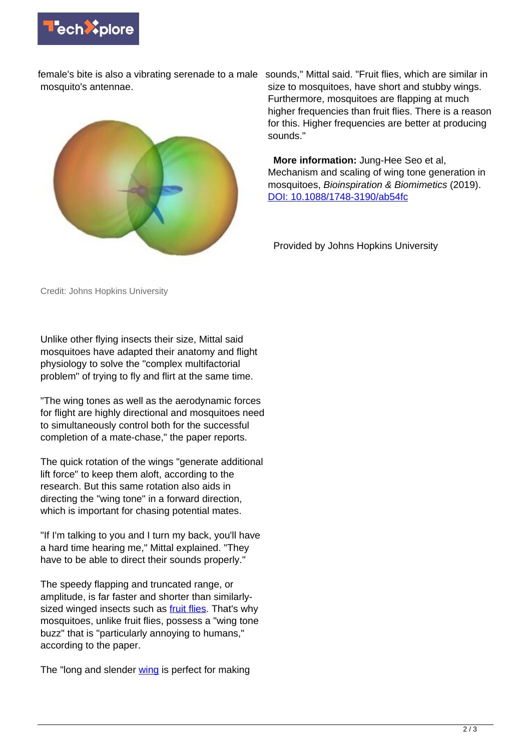female's bite is also a vibrating serenade to a male mosquito's antennae.

Credit: Johns Hopkins University

Unlike other flying insects their size, Mittal said mosquitoes have adapted their anatomy and flight physiology to solve the "complex multifactorial problem" of trying to fly and flirt at the same time.

"The wing tones as well as the aerodynamic forces for flight are highly directional and mosquitoes need to simultaneously control both for the successful completion of a mate-chase," the paper reports.

The quick rotation of the wings "generate additional lift force" to keep them aloft, according to the research. But this same rotation also aids in directing the "wing tone" in a forward direction, which is important for chasing potential mates.

"If I'm talking to you and I turn my back, you'll have a hard time hearing me," Mittal explained. "They have to be able to direct their sounds properly."

The speedy flapping and truncated range, or amplitude, is far faster and shorter than similarly-sized winged insects such as fruit flies. That's why mosquitoes, unlike fruit flies, possess a "wing tone buzz" that is "particularly annoying to humans," according to the paper.

The "long and slender wing is perfect for making sounds," Mittal said. "Fruit flies, which are similar in size to mosquitoes, have short and stubby wings. Furthermore, mosquitoes are flapping at much higher frequencies than fruit flies. There is a reason for this. Higher frequencies are better at producing sounds."

**More information:** Jung-Hee Seo et al, Mechanism and scaling of wing tone generation in mosquitoes, *Bioinspiration & Biomimetics* (2019). DOI: 10.1088/1748-3190/ab54fc

Provided by Johns Hopkins University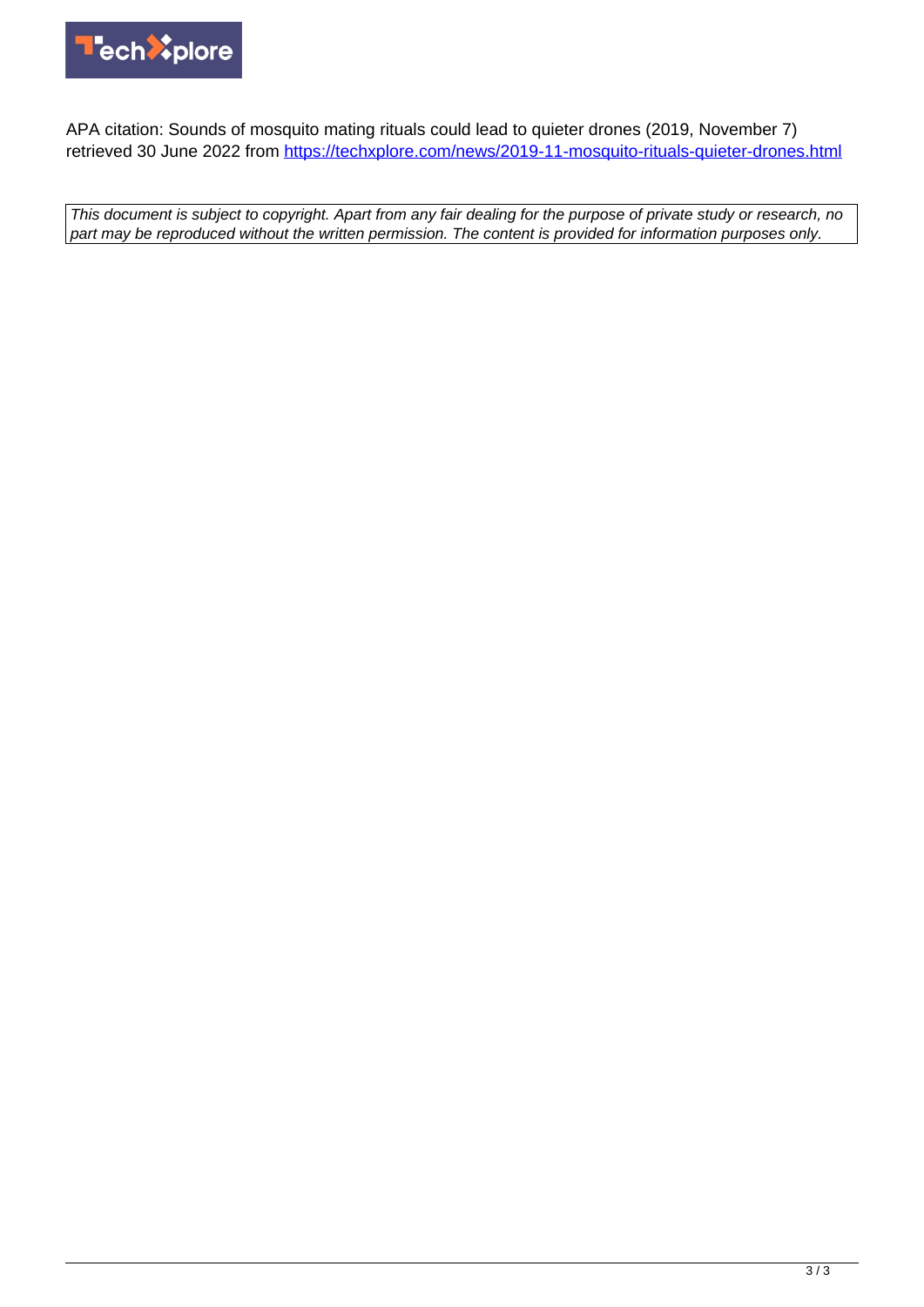APA citation: Sounds of mosquito mating rituals could lead to quieter drones (2019, November 7) retrieved 30 June 2022 from https://techxplore.com/news/2019-11-mosquito-rituals-quieter-drones.html

*This document is subject to copyright. Apart from any fair dealing for the purpose of private study or research, no part may be reproduced without the written permission. The content is provided for information purposes only.*